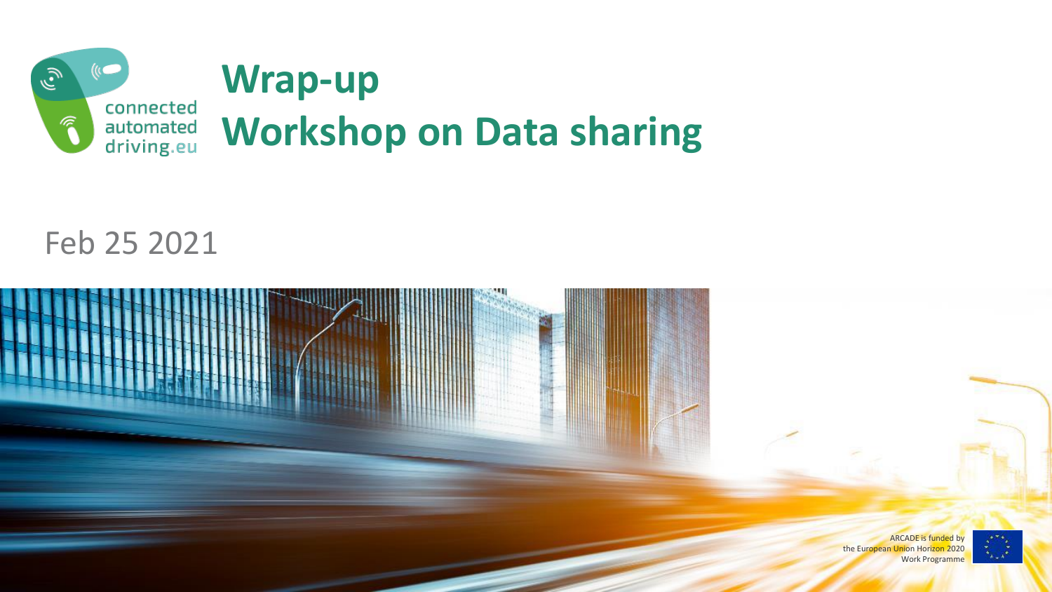connected automated driving.eu

# Wrap-up
# Workshop on Data sharing

Feb 25 2021

ARCADE is funded by the European Union Horizon 2020 Work Programme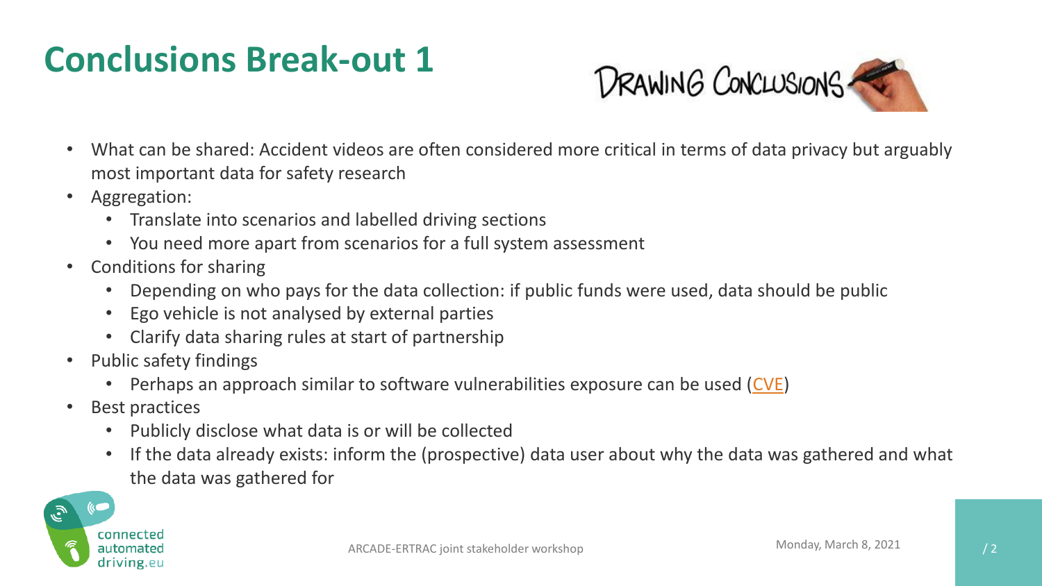# Conclusions Break-out 1

- What can be shared: Accident videos are often considered more critical in terms of data privacy but arguably most important data for safety research
- Aggregation:
  - Translate into scenarios and labelled driving sections
  - You need more apart from scenarios for a full system assessment
- Conditions for sharing
  - Depending on who pays for the data collection: if public funds were used, data should be public
  - Ego vehicle is not analysed by external parties
  - Clarify data sharing rules at start of partnership
- Public safety findings
  - Perhaps an approach similar to software vulnerabilities exposure can be used (CVE)
- Best practices
  - Publicly disclose what data is or will be collected
  - If the data already exists: inform the (prospective) data user about why the data was gathered and what the data was gathered for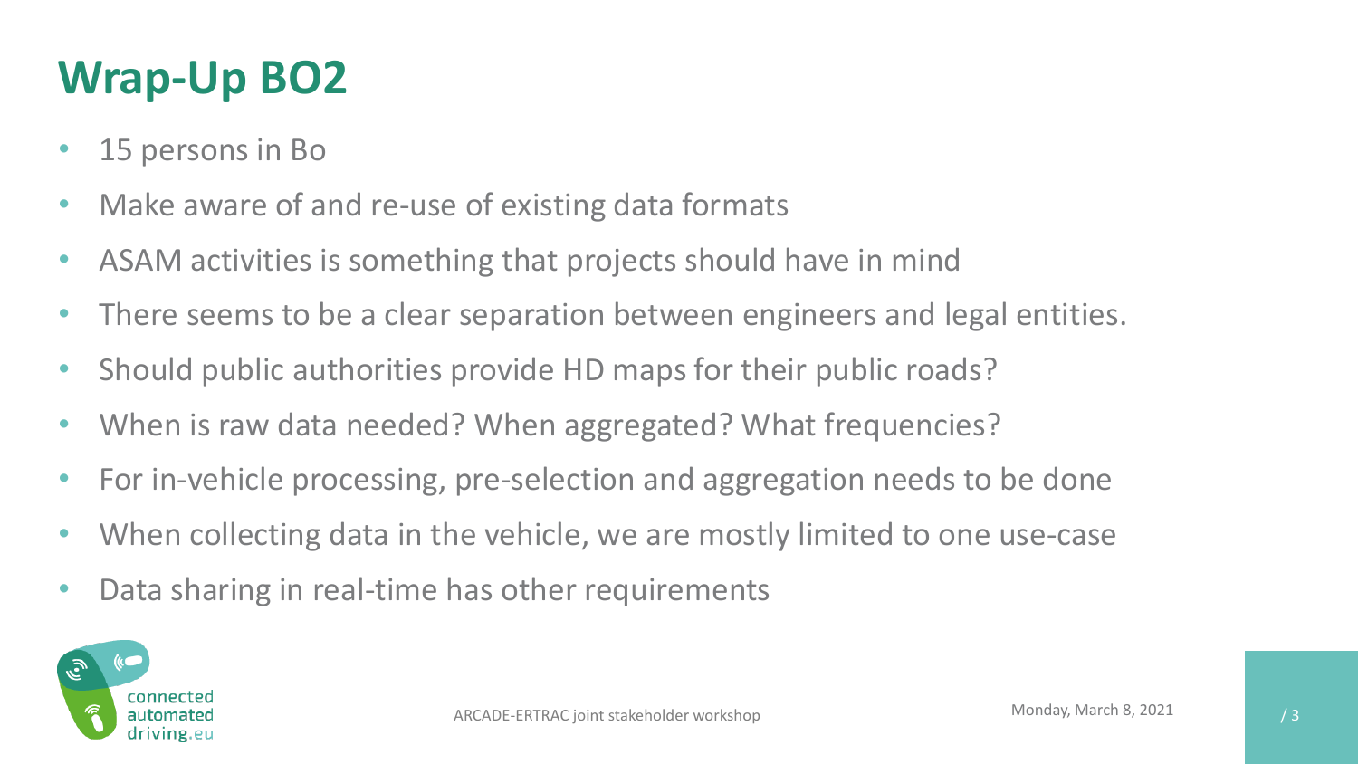# Wrap-Up BO2

- 15 persons in Bo
- Make aware of and re-use of existing data formats
- ASAM activities is something that projects should have in mind
- There seems to be a clear separation between engineers and legal entities.
- Should public authorities provide HD maps for their public roads?
- When is raw data needed? When aggregated? What frequencies?
- For in-vehicle processing, pre-selection and aggregation needs to be done
- When collecting data in the vehicle, we are mostly limited to one use-case
- Data sharing in real-time has other requirements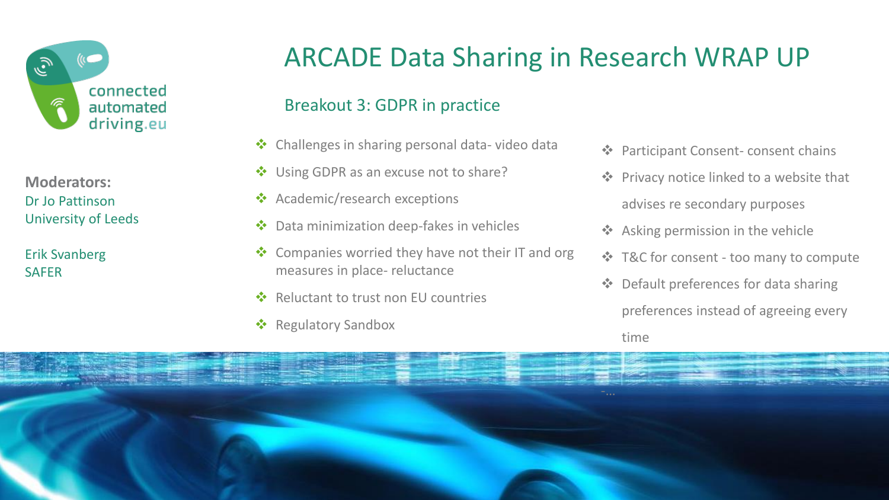connected automated driving.eu

# ARCADE Data Sharing in Research WRAP UP

## Breakout 3: GDPR in practice

**Moderators:**
Dr Jo Pattinson
University of Leeds

Erik Svanberg
SAFER

- Challenges in sharing personal data- video data
- Using GDPR as an excuse not to share?
- Academic/research exceptions
- Data minimization deep-fakes in vehicles
- Companies worried they have not their IT and org measures in place- reluctance
- Reluctant to trust non EU countries
- Regulatory Sandbox
- Participant Consent- consent chains
- Privacy notice linked to a website that advises re secondary purposes
- Asking permission in the vehicle
- T&C for consent - too many to compute
- Default preferences for data sharing preferences instead of agreeing every time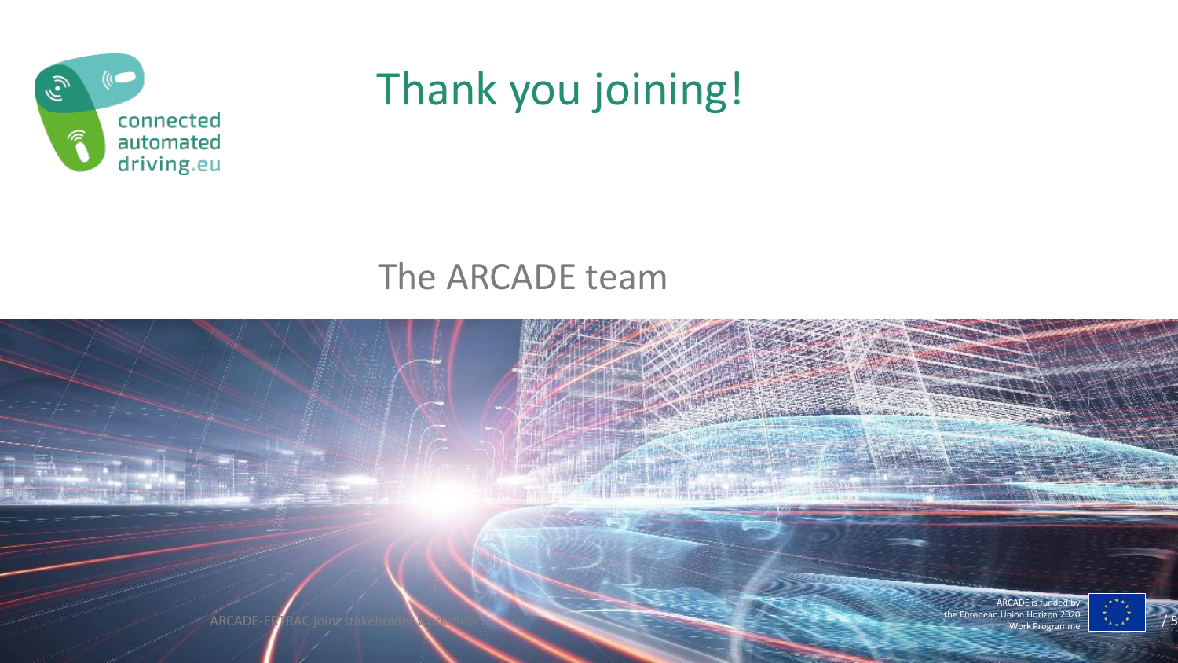# Thank you joining!

The ARCADE team